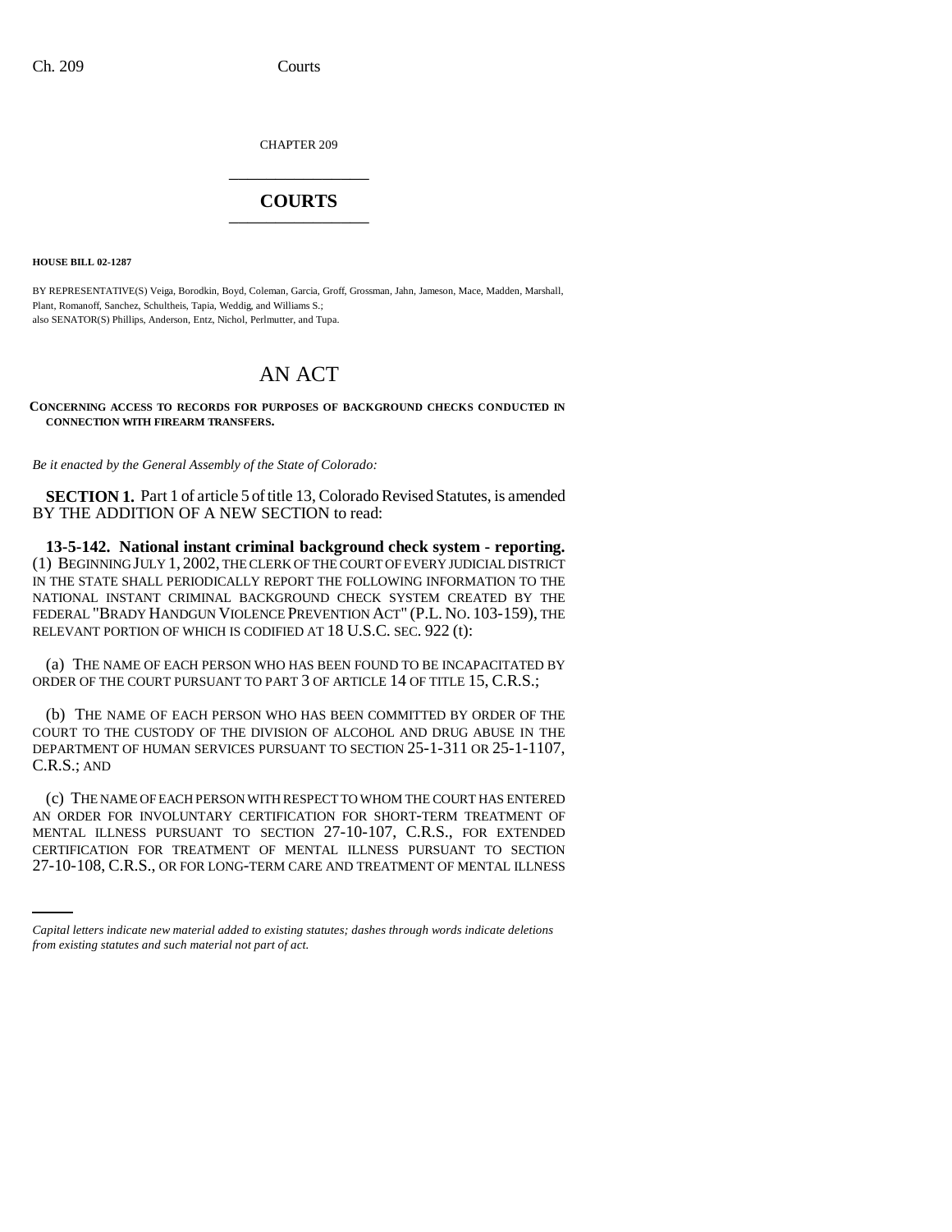CHAPTER 209

# COURTS

**HOUSE BILL 02-1287**

BY REPRESENTATIVE(S) Veiga, Borodkin, Boyd, Coleman, Garcia, Groff, Grossman, Jahn, Jameson, Mace, Madden, Marshall, Plant, Romanoff, Sanchez, Schultheis, Tapia, Weddig, and Williams S.;
also SENATOR(S) Phillips, Anderson, Entz, Nichol, Perlmutter, and Tupa.

## AN ACT

**CONCERNING ACCESS TO RECORDS FOR PURPOSES OF BACKGROUND CHECKS CONDUCTED IN CONNECTION WITH FIREARM TRANSFERS.**

*Be it enacted by the General Assembly of the State of Colorado:*

**SECTION 1.** Part 1 of article 5 of title 13, Colorado Revised Statutes, is amended BY THE ADDITION OF A NEW SECTION to read:

**13-5-142. National instant criminal background check system - reporting.** (1) BEGINNING JULY 1, 2002, THE CLERK OF THE COURT OF EVERY JUDICIAL DISTRICT IN THE STATE SHALL PERIODICALLY REPORT THE FOLLOWING INFORMATION TO THE NATIONAL INSTANT CRIMINAL BACKGROUND CHECK SYSTEM CREATED BY THE FEDERAL "BRADY HANDGUN VIOLENCE PREVENTION ACT" (P.L. NO. 103-159), THE RELEVANT PORTION OF WHICH IS CODIFIED AT 18 U.S.C. SEC. 922 (t):

(a) THE NAME OF EACH PERSON WHO HAS BEEN FOUND TO BE INCAPACITATED BY ORDER OF THE COURT PURSUANT TO PART 3 OF ARTICLE 14 OF TITLE 15, C.R.S.;

(b) THE NAME OF EACH PERSON WHO HAS BEEN COMMITTED BY ORDER OF THE COURT TO THE CUSTODY OF THE DIVISION OF ALCOHOL AND DRUG ABUSE IN THE DEPARTMENT OF HUMAN SERVICES PURSUANT TO SECTION 25-1-311 OR 25-1-1107, C.R.S.; AND

(c) THE NAME OF EACH PERSON WITH RESPECT TO WHOM THE COURT HAS ENTERED AN ORDER FOR INVOLUNTARY CERTIFICATION FOR SHORT-TERM TREATMENT OF MENTAL ILLNESS PURSUANT TO SECTION 27-10-107, C.R.S., FOR EXTENDED CERTIFICATION FOR TREATMENT OF MENTAL ILLNESS PURSUANT TO SECTION 27-10-108, C.R.S., OR FOR LONG-TERM CARE AND TREATMENT OF MENTAL ILLNESS

*Capital letters indicate new material added to existing statutes; dashes through words indicate deletions from existing statutes and such material not part of act.*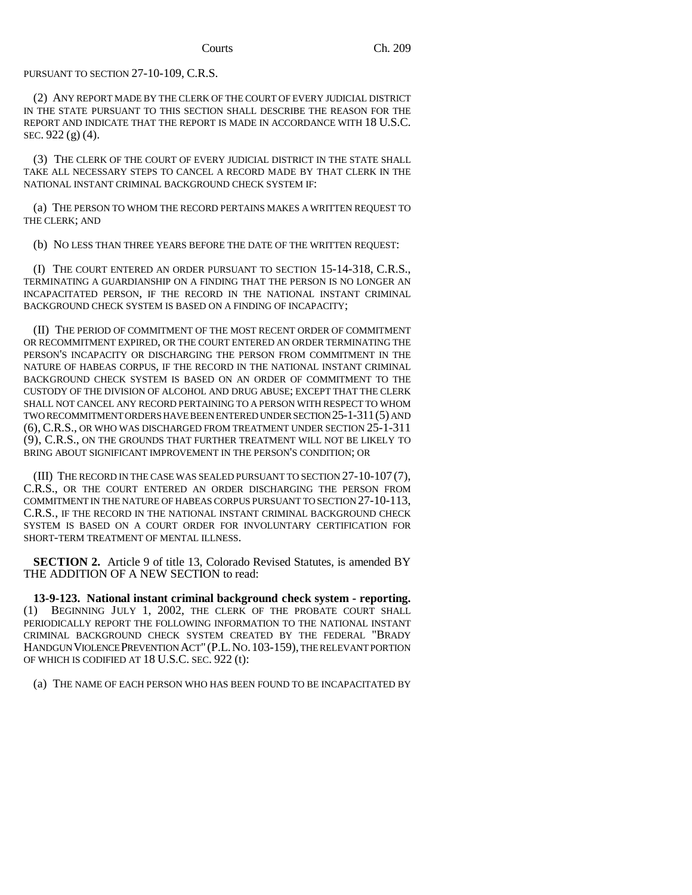PURSUANT TO SECTION 27-10-109, C.R.S.

(2) ANY REPORT MADE BY THE CLERK OF THE COURT OF EVERY JUDICIAL DISTRICT IN THE STATE PURSUANT TO THIS SECTION SHALL DESCRIBE THE REASON FOR THE REPORT AND INDICATE THAT THE REPORT IS MADE IN ACCORDANCE WITH 18 U.S.C. SEC. 922 (g) (4).

(3) THE CLERK OF THE COURT OF EVERY JUDICIAL DISTRICT IN THE STATE SHALL TAKE ALL NECESSARY STEPS TO CANCEL A RECORD MADE BY THAT CLERK IN THE NATIONAL INSTANT CRIMINAL BACKGROUND CHECK SYSTEM IF:

(a) THE PERSON TO WHOM THE RECORD PERTAINS MAKES A WRITTEN REQUEST TO THE CLERK; AND

(b) NO LESS THAN THREE YEARS BEFORE THE DATE OF THE WRITTEN REQUEST:

(I) THE COURT ENTERED AN ORDER PURSUANT TO SECTION 15-14-318, C.R.S., TERMINATING A GUARDIANSHIP ON A FINDING THAT THE PERSON IS NO LONGER AN INCAPACITATED PERSON, IF THE RECORD IN THE NATIONAL INSTANT CRIMINAL BACKGROUND CHECK SYSTEM IS BASED ON A FINDING OF INCAPACITY;

(II) THE PERIOD OF COMMITMENT OF THE MOST RECENT ORDER OF COMMITMENT OR RECOMMITMENT EXPIRED, OR THE COURT ENTERED AN ORDER TERMINATING THE PERSON'S INCAPACITY OR DISCHARGING THE PERSON FROM COMMITMENT IN THE NATURE OF HABEAS CORPUS, IF THE RECORD IN THE NATIONAL INSTANT CRIMINAL BACKGROUND CHECK SYSTEM IS BASED ON AN ORDER OF COMMITMENT TO THE CUSTODY OF THE DIVISION OF ALCOHOL AND DRUG ABUSE; EXCEPT THAT THE CLERK SHALL NOT CANCEL ANY RECORD PERTAINING TO A PERSON WITH RESPECT TO WHOM TWO RECOMMITMENT ORDERS HAVE BEEN ENTERED UNDER SECTION 25-1-311 (5) AND (6), C.R.S., OR WHO WAS DISCHARGED FROM TREATMENT UNDER SECTION 25-1-311 (9), C.R.S., ON THE GROUNDS THAT FURTHER TREATMENT WILL NOT BE LIKELY TO BRING ABOUT SIGNIFICANT IMPROVEMENT IN THE PERSON'S CONDITION; OR

(III) THE RECORD IN THE CASE WAS SEALED PURSUANT TO SECTION 27-10-107 (7), C.R.S., OR THE COURT ENTERED AN ORDER DISCHARGING THE PERSON FROM COMMITMENT IN THE NATURE OF HABEAS CORPUS PURSUANT TO SECTION 27-10-113, C.R.S., IF THE RECORD IN THE NATIONAL INSTANT CRIMINAL BACKGROUND CHECK SYSTEM IS BASED ON A COURT ORDER FOR INVOLUNTARY CERTIFICATION FOR SHORT-TERM TREATMENT OF MENTAL ILLNESS.

**SECTION 2.** Article 9 of title 13, Colorado Revised Statutes, is amended BY THE ADDITION OF A NEW SECTION to read:

**13-9-123. National instant criminal background check system - reporting.** (1) BEGINNING JULY 1, 2002, THE CLERK OF THE PROBATE COURT SHALL PERIODICALLY REPORT THE FOLLOWING INFORMATION TO THE NATIONAL INSTANT CRIMINAL BACKGROUND CHECK SYSTEM CREATED BY THE FEDERAL "BRADY HANDGUN VIOLENCE PREVENTION ACT" (P.L. NO. 103-159), THE RELEVANT PORTION OF WHICH IS CODIFIED AT 18 U.S.C. SEC. 922 (t):

(a) THE NAME OF EACH PERSON WHO HAS BEEN FOUND TO BE INCAPACITATED BY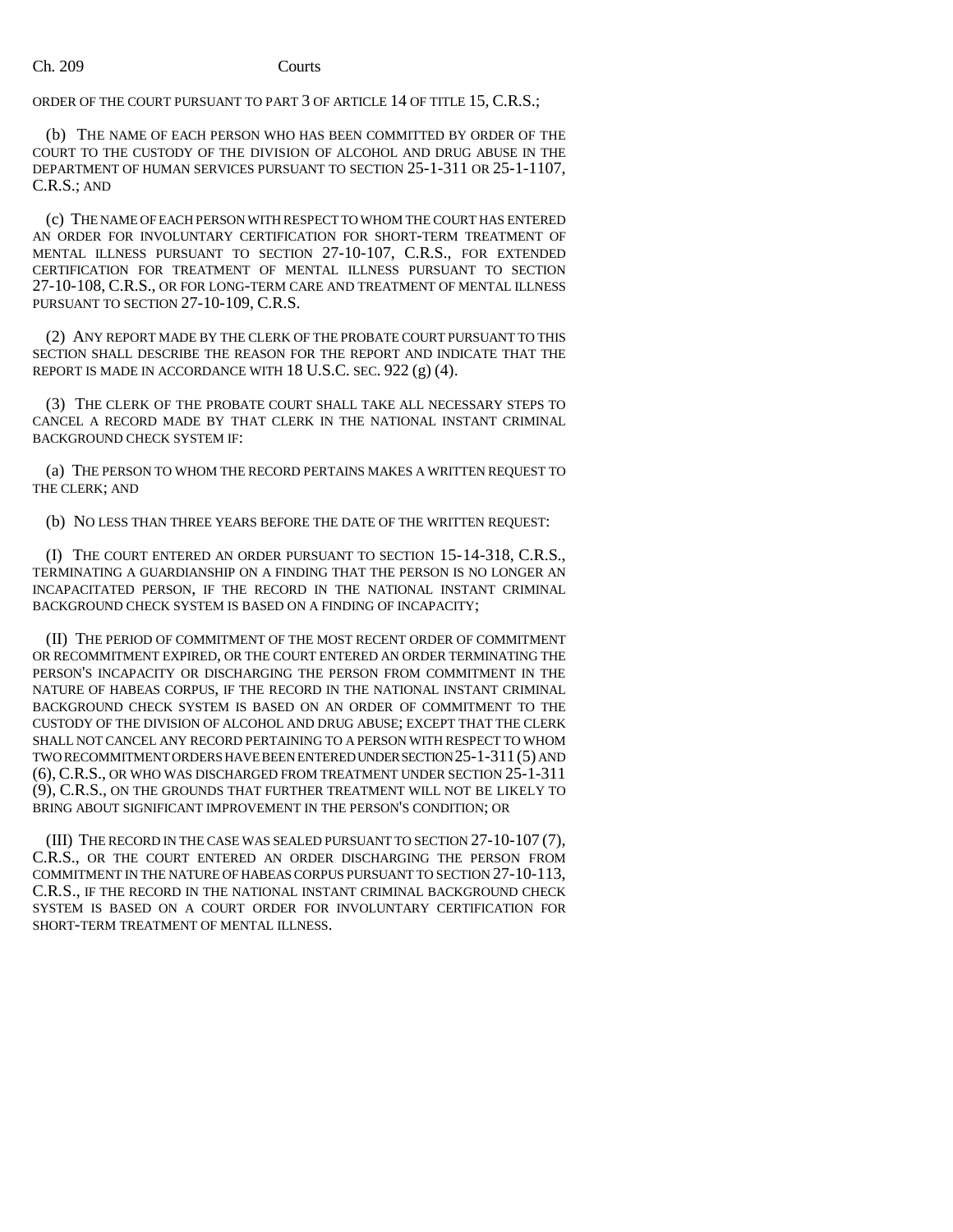ORDER OF THE COURT PURSUANT TO PART 3 OF ARTICLE 14 OF TITLE 15, C.R.S.;

(b) THE NAME OF EACH PERSON WHO HAS BEEN COMMITTED BY ORDER OF THE COURT TO THE CUSTODY OF THE DIVISION OF ALCOHOL AND DRUG ABUSE IN THE DEPARTMENT OF HUMAN SERVICES PURSUANT TO SECTION 25-1-311 OR 25-1-1107, C.R.S.; AND

(c) THE NAME OF EACH PERSON WITH RESPECT TO WHOM THE COURT HAS ENTERED AN ORDER FOR INVOLUNTARY CERTIFICATION FOR SHORT-TERM TREATMENT OF MENTAL ILLNESS PURSUANT TO SECTION 27-10-107, C.R.S., FOR EXTENDED CERTIFICATION FOR TREATMENT OF MENTAL ILLNESS PURSUANT TO SECTION 27-10-108, C.R.S., OR FOR LONG-TERM CARE AND TREATMENT OF MENTAL ILLNESS PURSUANT TO SECTION 27-10-109, C.R.S.

(2) ANY REPORT MADE BY THE CLERK OF THE PROBATE COURT PURSUANT TO THIS SECTION SHALL DESCRIBE THE REASON FOR THE REPORT AND INDICATE THAT THE REPORT IS MADE IN ACCORDANCE WITH 18 U.S.C. SEC. 922 (g) (4).

(3) THE CLERK OF THE PROBATE COURT SHALL TAKE ALL NECESSARY STEPS TO CANCEL A RECORD MADE BY THAT CLERK IN THE NATIONAL INSTANT CRIMINAL BACKGROUND CHECK SYSTEM IF:

(a) THE PERSON TO WHOM THE RECORD PERTAINS MAKES A WRITTEN REQUEST TO THE CLERK; AND

(b) NO LESS THAN THREE YEARS BEFORE THE DATE OF THE WRITTEN REQUEST:

(I) THE COURT ENTERED AN ORDER PURSUANT TO SECTION 15-14-318, C.R.S., TERMINATING A GUARDIANSHIP ON A FINDING THAT THE PERSON IS NO LONGER AN INCAPACITATED PERSON, IF THE RECORD IN THE NATIONAL INSTANT CRIMINAL BACKGROUND CHECK SYSTEM IS BASED ON A FINDING OF INCAPACITY;

(II) THE PERIOD OF COMMITMENT OF THE MOST RECENT ORDER OF COMMITMENT OR RECOMMITMENT EXPIRED, OR THE COURT ENTERED AN ORDER TERMINATING THE PERSON'S INCAPACITY OR DISCHARGING THE PERSON FROM COMMITMENT IN THE NATURE OF HABEAS CORPUS, IF THE RECORD IN THE NATIONAL INSTANT CRIMINAL BACKGROUND CHECK SYSTEM IS BASED ON AN ORDER OF COMMITMENT TO THE CUSTODY OF THE DIVISION OF ALCOHOL AND DRUG ABUSE; EXCEPT THAT THE CLERK SHALL NOT CANCEL ANY RECORD PERTAINING TO A PERSON WITH RESPECT TO WHOM TWO RECOMMITMENT ORDERS HAVE BEEN ENTERED UNDER SECTION 25-1-311 (5) AND (6), C.R.S., OR WHO WAS DISCHARGED FROM TREATMENT UNDER SECTION 25-1-311 (9), C.R.S., ON THE GROUNDS THAT FURTHER TREATMENT WILL NOT BE LIKELY TO BRING ABOUT SIGNIFICANT IMPROVEMENT IN THE PERSON'S CONDITION; OR

(III) THE RECORD IN THE CASE WAS SEALED PURSUANT TO SECTION 27-10-107 (7), C.R.S., OR THE COURT ENTERED AN ORDER DISCHARGING THE PERSON FROM COMMITMENT IN THE NATURE OF HABEAS CORPUS PURSUANT TO SECTION 27-10-113, C.R.S., IF THE RECORD IN THE NATIONAL INSTANT CRIMINAL BACKGROUND CHECK SYSTEM IS BASED ON A COURT ORDER FOR INVOLUNTARY CERTIFICATION FOR SHORT-TERM TREATMENT OF MENTAL ILLNESS.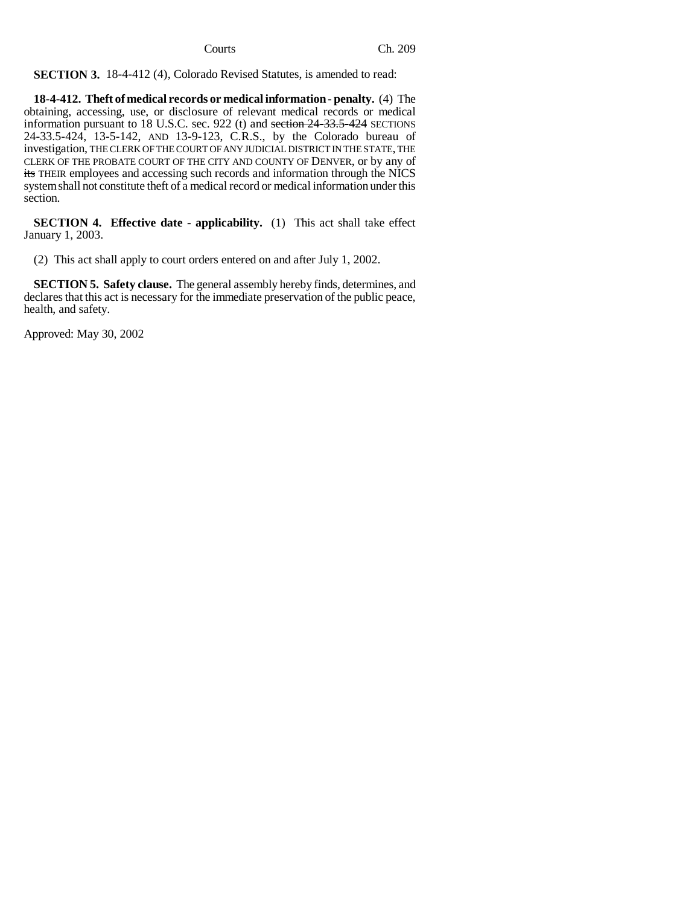**SECTION 3.** 18-4-412 (4), Colorado Revised Statutes, is amended to read:

**18-4-412. Theft of medical records or medical information - penalty.** (4) The obtaining, accessing, use, or disclosure of relevant medical records or medical information pursuant to 18 U.S.C. sec. 922 (t) and ~~section 24-33.5-424~~ SECTIONS 24-33.5-424, 13-5-142, AND 13-9-123, C.R.S., by the Colorado bureau of investigation, THE CLERK OF THE COURT OF ANY JUDICIAL DISTRICT IN THE STATE, THE CLERK OF THE PROBATE COURT OF THE CITY AND COUNTY OF DENVER, or by any of ~~its~~ THEIR employees and accessing such records and information through the NICS system shall not constitute theft of a medical record or medical information under this section.

**SECTION 4. Effective date - applicability.** (1) This act shall take effect January 1, 2003.

(2) This act shall apply to court orders entered on and after July 1, 2002.

**SECTION 5. Safety clause.** The general assembly hereby finds, determines, and declares that this act is necessary for the immediate preservation of the public peace, health, and safety.

Approved: May 30, 2002